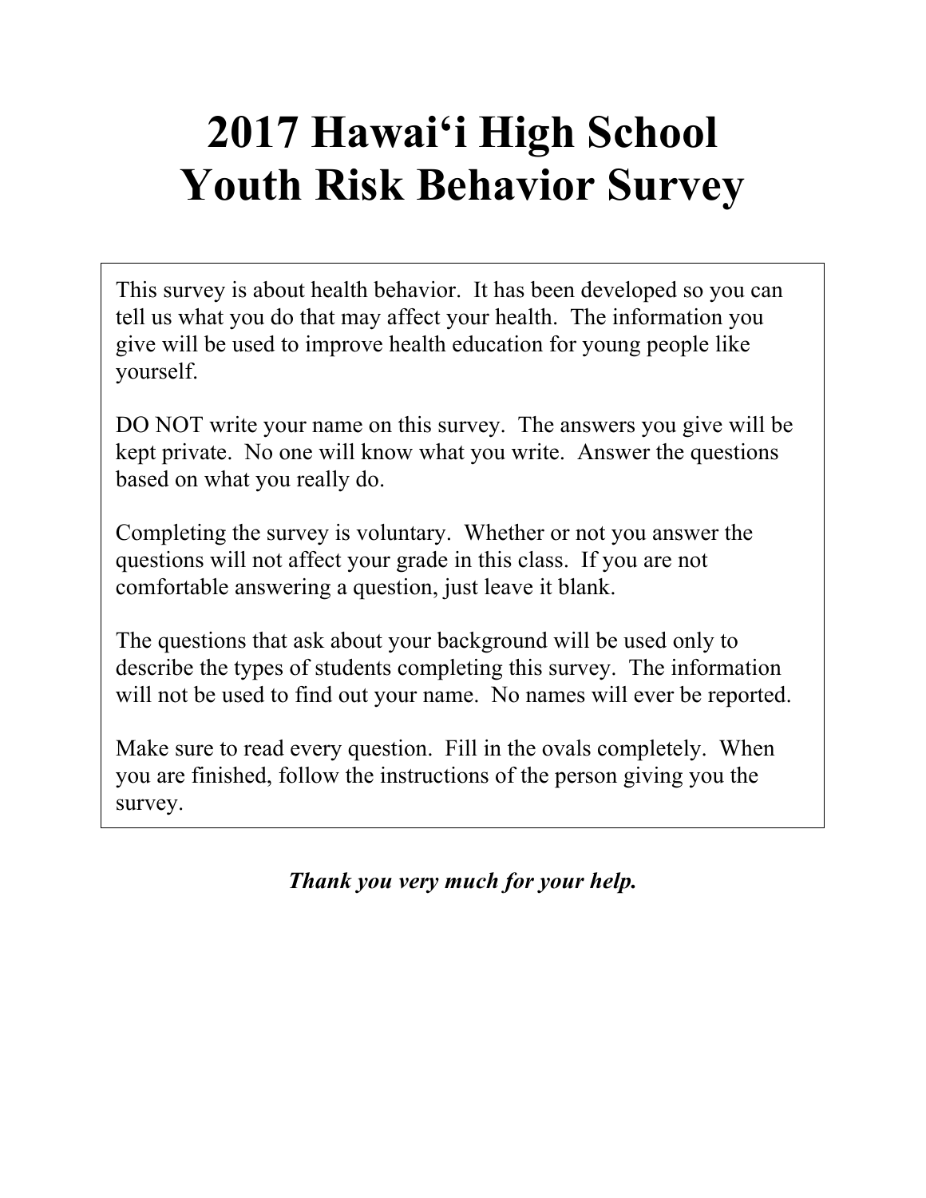# 2017 Hawai‘i High School Youth Risk Behavior Survey

This survey is about health behavior. It has been developed so you can tell us what you do that may affect your health. The information you give will be used to improve health education for young people like yourself.

DO NOT write your name on this survey. The answers you give will be kept private. No one will know what you write. Answer the questions based on what you really do.

Completing the survey is voluntary. Whether or not you answer the questions will not affect your grade in this class. If you are not comfortable answering a question, just leave it blank.

The questions that ask about your background will be used only to describe the types of students completing this survey. The information will not be used to find out your name. No names will ever be reported.

Make sure to read every question. Fill in the ovals completely. When you are finished, follow the instructions of the person giving you the survey.

***Thank you very much for your help.***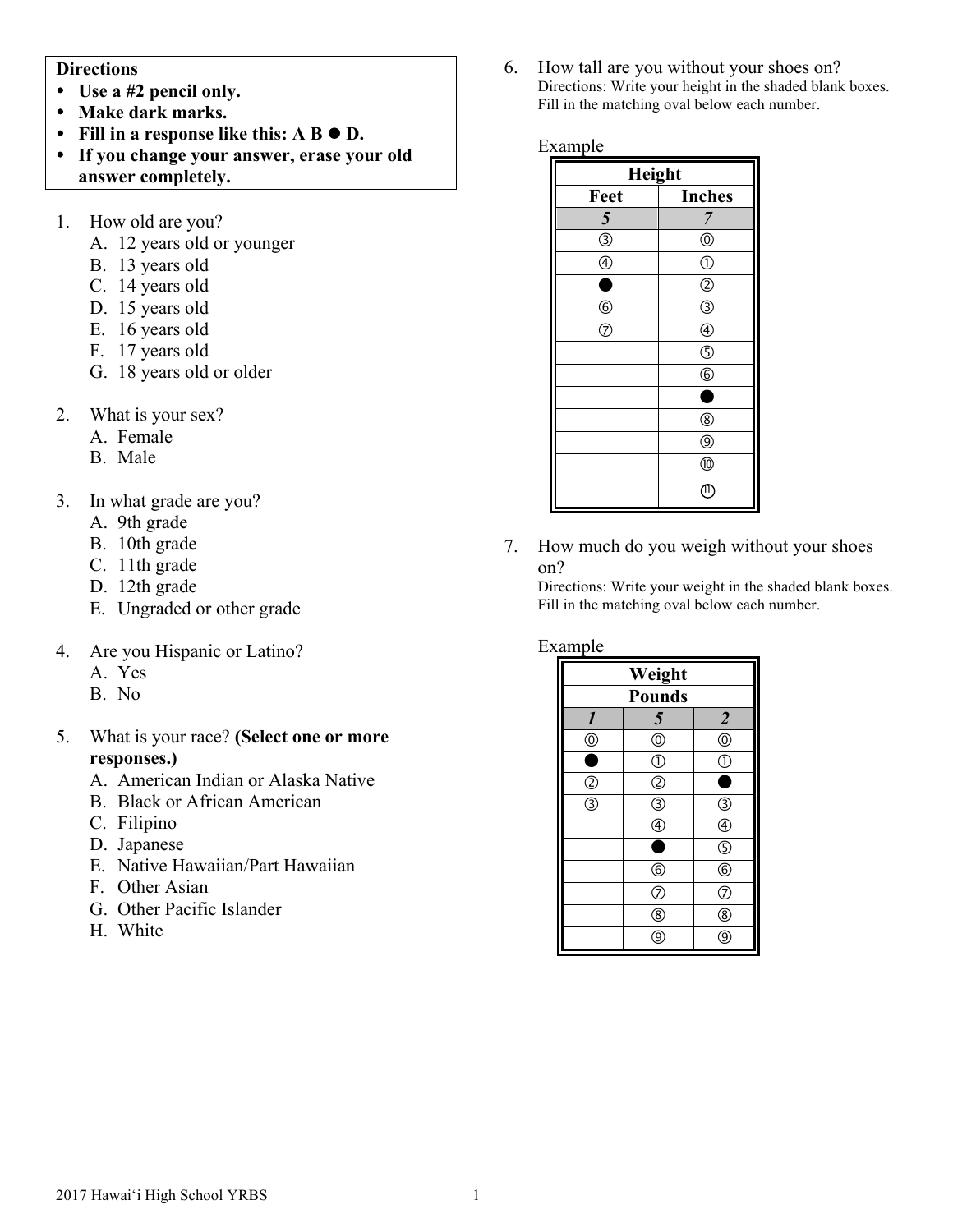**Directions**

- **Use a #2 pencil only.**
- **Make dark marks.**
- **Fill in a response like this: A B ● D.**
- **If you change your answer, erase your old answer completely.**

1. How old are you?
   A. 12 years old or younger
   B. 13 years old
   C. 14 years old
   D. 15 years old
   E. 16 years old
   F. 17 years old
   G. 18 years old or older

2. What is your sex?
   A. Female
   B. Male

3. In what grade are you?
   A. 9th grade
   B. 10th grade
   C. 11th grade
   D. 12th grade
   E. Ungraded or other grade

4. Are you Hispanic or Latino?
   A. Yes
   B. No

5. What is your race? **(Select one or more responses.)**
   A. American Indian or Alaska Native
   B. Black or African American
   C. Filipino
   D. Japanese
   E. Native Hawaiian/Part Hawaiian
   F. Other Asian
   G. Other Pacific Islander
   H. White

6. How tall are you without your shoes on?
   Directions: Write your height in the shaded blank boxes. Fill in the matching oval below each number.

Example

| Height | |
|---|---|
| Feet | Inches |
| *5* | *7* |
| ③ | ⓪ |
| ④ | ① |
| ● | ② |
| ⑥ | ③ |
| ⑦ | ④ |
| | ⑤ |
| | ⑥ |
| | ● |
| | ⑧ |
| | ⑨ |
| | ⑩ |
| | ⑪ |

7. How much do you weigh without your shoes on?
   Directions: Write your weight in the shaded blank boxes. Fill in the matching oval below each number.

Example

| Weight | | |
|---|---|---|
| Pounds | | |
| *1* | *5* | *2* |
| ⓪ | ⓪ | ⓪ |
| ● | ① | ① |
| ② | ② | ● |
| ③ | ③ | ③ |
| | ④ | ④ |
| | ● | ⑤ |
| | ⑥ | ⑥ |
| | ⑦ | ⑦ |
| | ⑧ | ⑧ |
| | ⑨ | ⑨ |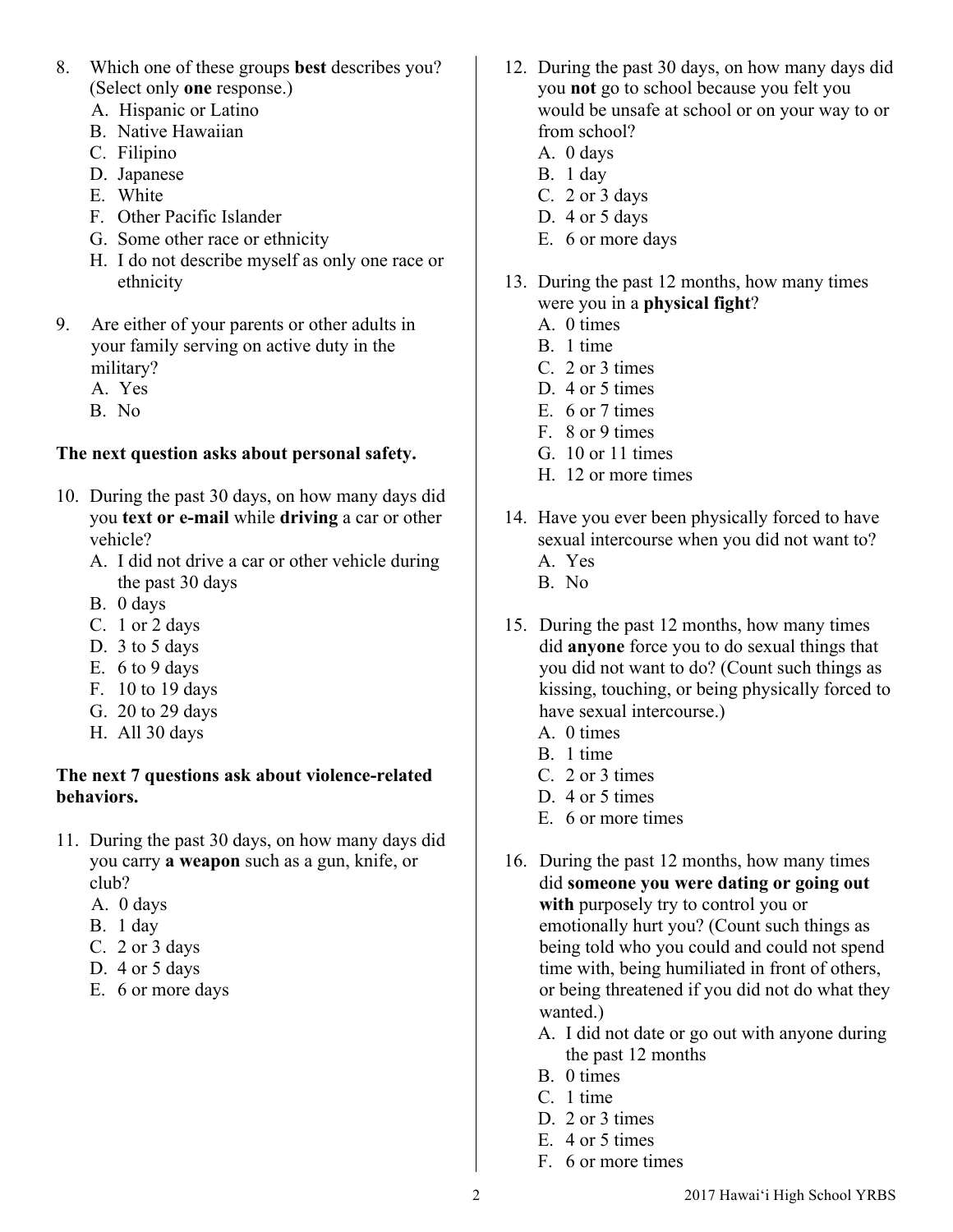8. Which one of these groups **best** describes you? (Select only **one** response.)
   A. Hispanic or Latino
   B. Native Hawaiian
   C. Filipino
   D. Japanese
   E. White
   F. Other Pacific Islander
   G. Some other race or ethnicity
   H. I do not describe myself as only one race or ethnicity

9. Are either of your parents or other adults in your family serving on active duty in the military?
   A. Yes
   B. No

**The next question asks about personal safety.**

10. During the past 30 days, on how many days did you **text or e-mail** while **driving** a car or other vehicle?
    A. I did not drive a car or other vehicle during the past 30 days
    B. 0 days
    C. 1 or 2 days
    D. 3 to 5 days
    E. 6 to 9 days
    F. 10 to 19 days
    G. 20 to 29 days
    H. All 30 days

**The next 7 questions ask about violence-related behaviors.**

11. During the past 30 days, on how many days did you carry **a weapon** such as a gun, knife, or club?
    A. 0 days
    B. 1 day
    C. 2 or 3 days
    D. 4 or 5 days
    E. 6 or more days

12. During the past 30 days, on how many days did you **not** go to school because you felt you would be unsafe at school or on your way to or from school?
    A. 0 days
    B. 1 day
    C. 2 or 3 days
    D. 4 or 5 days
    E. 6 or more days

13. During the past 12 months, how many times were you in a **physical fight**?
    A. 0 times
    B. 1 time
    C. 2 or 3 times
    D. 4 or 5 times
    E. 6 or 7 times
    F. 8 or 9 times
    G. 10 or 11 times
    H. 12 or more times

14. Have you ever been physically forced to have sexual intercourse when you did not want to?
    A. Yes
    B. No

15. During the past 12 months, how many times did **anyone** force you to do sexual things that you did not want to do? (Count such things as kissing, touching, or being physically forced to have sexual intercourse.)
    A. 0 times
    B. 1 time
    C. 2 or 3 times
    D. 4 or 5 times
    E. 6 or more times

16. During the past 12 months, how many times did **someone you were dating or going out with** purposely try to control you or emotionally hurt you? (Count such things as being told who you could and could not spend time with, being humiliated in front of others, or being threatened if you did not do what they wanted.)
    A. I did not date or go out with anyone during the past 12 months
    B. 0 times
    C. 1 time
    D. 2 or 3 times
    E. 4 or 5 times
    F. 6 or more times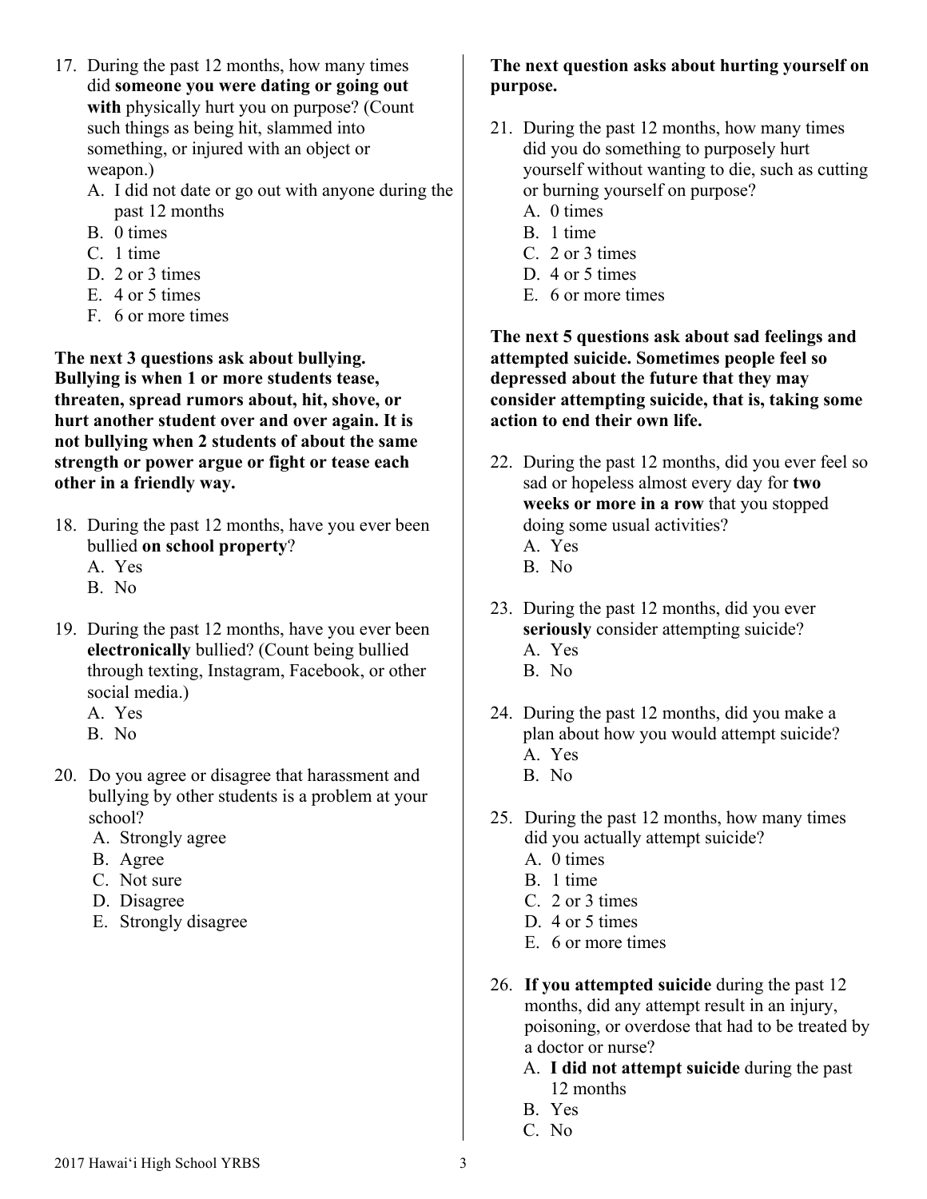17. During the past 12 months, how many times did **someone you were dating or going out with** physically hurt you on purpose? (Count such things as being hit, slammed into something, or injured with an object or weapon.)
    A. I did not date or go out with anyone during the past 12 months
    B. 0 times
    C. 1 time
    D. 2 or 3 times
    E. 4 or 5 times
    F. 6 or more times

**The next 3 questions ask about bullying. Bullying is when 1 or more students tease, threaten, spread rumors about, hit, shove, or hurt another student over and over again. It is not bullying when 2 students of about the same strength or power argue or fight or tease each other in a friendly way.**

18. During the past 12 months, have you ever been bullied **on school property**?
    A. Yes
    B. No

19. During the past 12 months, have you ever been **electronically** bullied? (Count being bullied through texting, Instagram, Facebook, or other social media.)
    A. Yes
    B. No

20. Do you agree or disagree that harassment and bullying by other students is a problem at your school?
    A. Strongly agree
    B. Agree
    C. Not sure
    D. Disagree
    E. Strongly disagree

**The next question asks about hurting yourself on purpose.**

21. During the past 12 months, how many times did you do something to purposely hurt yourself without wanting to die, such as cutting or burning yourself on purpose?
    A. 0 times
    B. 1 time
    C. 2 or 3 times
    D. 4 or 5 times
    E. 6 or more times

**The next 5 questions ask about sad feelings and attempted suicide. Sometimes people feel so depressed about the future that they may consider attempting suicide, that is, taking some action to end their own life.**

22. During the past 12 months, did you ever feel so sad or hopeless almost every day for **two weeks or more in a row** that you stopped doing some usual activities?
    A. Yes
    B. No

23. During the past 12 months, did you ever **seriously** consider attempting suicide?
    A. Yes
    B. No

24. During the past 12 months, did you make a plan about how you would attempt suicide?
    A. Yes
    B. No

25. During the past 12 months, how many times did you actually attempt suicide?
    A. 0 times
    B. 1 time
    C. 2 or 3 times
    D. 4 or 5 times
    E. 6 or more times

26. **If you attempted suicide** during the past 12 months, did any attempt result in an injury, poisoning, or overdose that had to be treated by a doctor or nurse?
    A. **I did not attempt suicide** during the past 12 months
    B. Yes
    C. No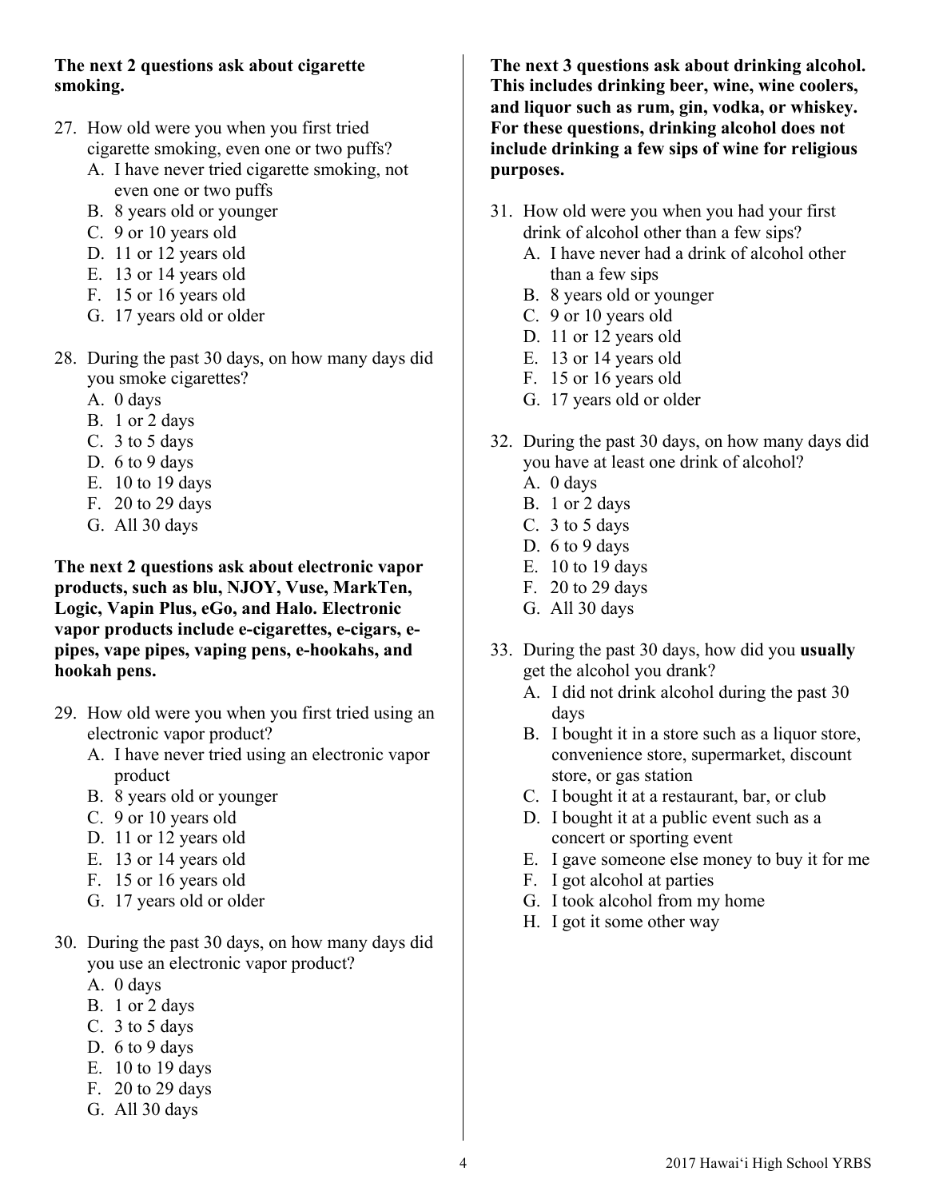**The next 2 questions ask about cigarette smoking.**

27. How old were you when you first tried cigarette smoking, even one or two puffs?
    - A. I have never tried cigarette smoking, not even one or two puffs
    - B. 8 years old or younger
    - C. 9 or 10 years old
    - D. 11 or 12 years old
    - E. 13 or 14 years old
    - F. 15 or 16 years old
    - G. 17 years old or older

28. During the past 30 days, on how many days did you smoke cigarettes?
    - A. 0 days
    - B. 1 or 2 days
    - C. 3 to 5 days
    - D. 6 to 9 days
    - E. 10 to 19 days
    - F. 20 to 29 days
    - G. All 30 days

**The next 2 questions ask about electronic vapor products, such as blu, NJOY, Vuse, MarkTen, Logic, Vapin Plus, eGo, and Halo. Electronic vapor products include e-cigarettes, e-cigars, e-pipes, vape pipes, vaping pens, e-hookahs, and hookah pens.**

29. How old were you when you first tried using an electronic vapor product?
    - A. I have never tried using an electronic vapor product
    - B. 8 years old or younger
    - C. 9 or 10 years old
    - D. 11 or 12 years old
    - E. 13 or 14 years old
    - F. 15 or 16 years old
    - G. 17 years old or older

30. During the past 30 days, on how many days did you use an electronic vapor product?
    - A. 0 days
    - B. 1 or 2 days
    - C. 3 to 5 days
    - D. 6 to 9 days
    - E. 10 to 19 days
    - F. 20 to 29 days
    - G. All 30 days

**The next 3 questions ask about drinking alcohol. This includes drinking beer, wine, wine coolers, and liquor such as rum, gin, vodka, or whiskey. For these questions, drinking alcohol does not include drinking a few sips of wine for religious purposes.**

31. How old were you when you had your first drink of alcohol other than a few sips?
    - A. I have never had a drink of alcohol other than a few sips
    - B. 8 years old or younger
    - C. 9 or 10 years old
    - D. 11 or 12 years old
    - E. 13 or 14 years old
    - F. 15 or 16 years old
    - G. 17 years old or older

32. During the past 30 days, on how many days did you have at least one drink of alcohol?
    - A. 0 days
    - B. 1 or 2 days
    - C. 3 to 5 days
    - D. 6 to 9 days
    - E. 10 to 19 days
    - F. 20 to 29 days
    - G. All 30 days

33. During the past 30 days, how did you **usually** get the alcohol you drank?
    - A. I did not drink alcohol during the past 30 days
    - B. I bought it in a store such as a liquor store, convenience store, supermarket, discount store, or gas station
    - C. I bought it at a restaurant, bar, or club
    - D. I bought it at a public event such as a concert or sporting event
    - E. I gave someone else money to buy it for me
    - F. I got alcohol at parties
    - G. I took alcohol from my home
    - H. I got it some other way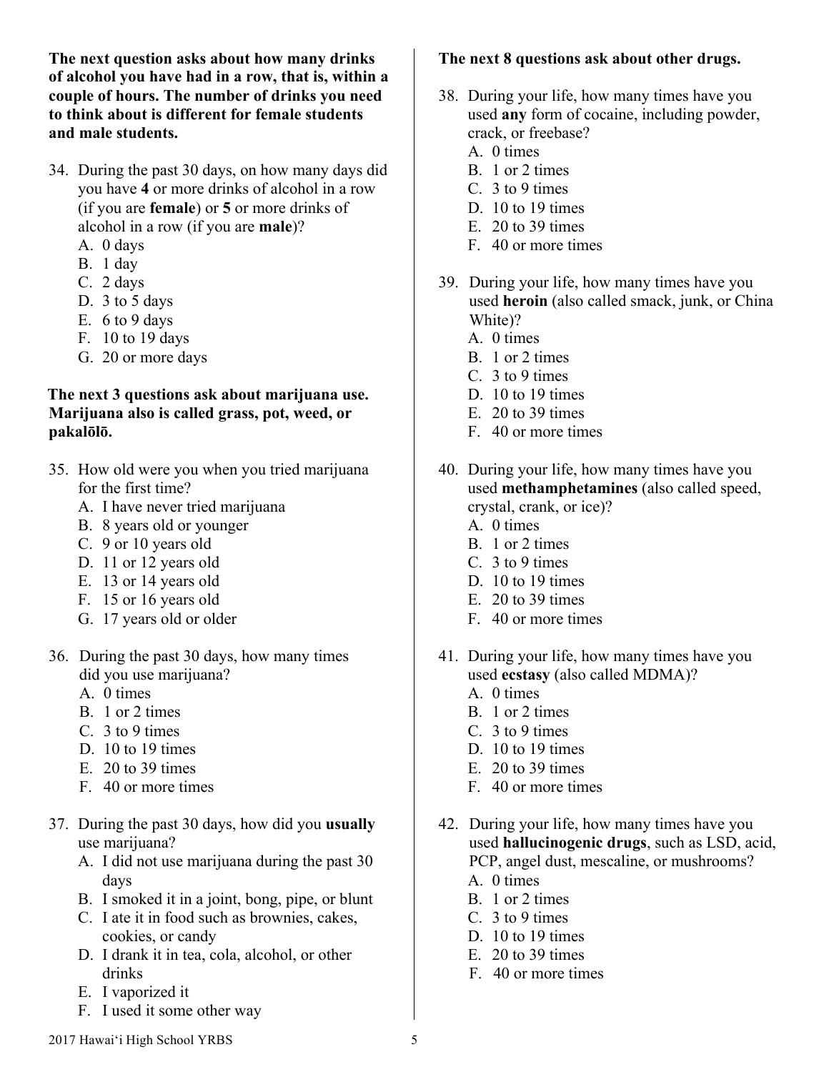**The next question asks about how many drinks of alcohol you have had in a row, that is, within a couple of hours. The number of drinks you need to think about is different for female students and male students.**

34. During the past 30 days, on how many days did you have **4** or more drinks of alcohol in a row (if you are **female**) or **5** or more drinks of alcohol in a row (if you are **male**)?
    A. 0 days
    B. 1 day
    C. 2 days
    D. 3 to 5 days
    E. 6 to 9 days
    F. 10 to 19 days
    G. 20 or more days

**The next 3 questions ask about marijuana use. Marijuana also is called grass, pot, weed, or pakalōlō.**

35. How old were you when you tried marijuana for the first time?
    A. I have never tried marijuana
    B. 8 years old or younger
    C. 9 or 10 years old
    D. 11 or 12 years old
    E. 13 or 14 years old
    F. 15 or 16 years old
    G. 17 years old or older

36. During the past 30 days, how many times did you use marijuana?
    A. 0 times
    B. 1 or 2 times
    C. 3 to 9 times
    D. 10 to 19 times
    E. 20 to 39 times
    F. 40 or more times

37. During the past 30 days, how did you **usually** use marijuana?
    A. I did not use marijuana during the past 30 days
    B. I smoked it in a joint, bong, pipe, or blunt
    C. I ate it in food such as brownies, cakes, cookies, or candy
    D. I drank it in tea, cola, alcohol, or other drinks
    E. I vaporized it
    F. I used it some other way

**The next 8 questions ask about other drugs.**

38. During your life, how many times have you used **any** form of cocaine, including powder, crack, or freebase?
    A. 0 times
    B. 1 or 2 times
    C. 3 to 9 times
    D. 10 to 19 times
    E. 20 to 39 times
    F. 40 or more times

39. During your life, how many times have you used **heroin** (also called smack, junk, or China White)?
    A. 0 times
    B. 1 or 2 times
    C. 3 to 9 times
    D. 10 to 19 times
    E. 20 to 39 times
    F. 40 or more times

40. During your life, how many times have you used **methamphetamines** (also called speed, crystal, crank, or ice)?
    A. 0 times
    B. 1 or 2 times
    C. 3 to 9 times
    D. 10 to 19 times
    E. 20 to 39 times
    F. 40 or more times

41. During your life, how many times have you used **ecstasy** (also called MDMA)?
    A. 0 times
    B. 1 or 2 times
    C. 3 to 9 times
    D. 10 to 19 times
    E. 20 to 39 times
    F. 40 or more times

42. During your life, how many times have you used **hallucinogenic drugs**, such as LSD, acid, PCP, angel dust, mescaline, or mushrooms?
    A. 0 times
    B. 1 or 2 times
    C. 3 to 9 times
    D. 10 to 19 times
    E. 20 to 39 times
    F. 40 or more times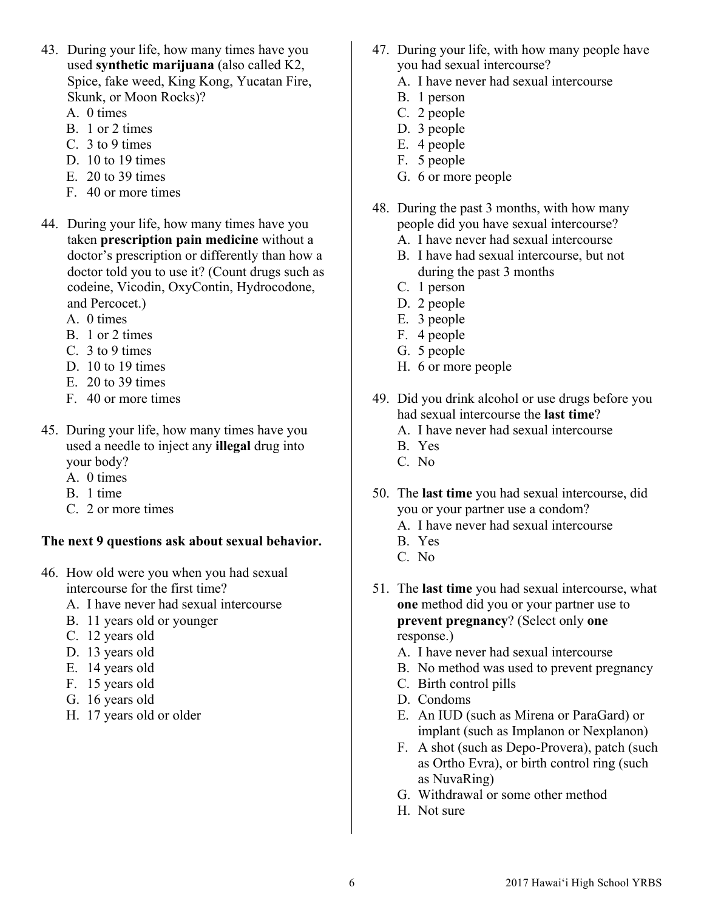43. During your life, how many times have you used **synthetic marijuana** (also called K2, Spice, fake weed, King Kong, Yucatan Fire, Skunk, or Moon Rocks)?
    A. 0 times
    B. 1 or 2 times
    C. 3 to 9 times
    D. 10 to 19 times
    E. 20 to 39 times
    F. 40 or more times

44. During your life, how many times have you taken **prescription pain medicine** without a doctor's prescription or differently than how a doctor told you to use it? (Count drugs such as codeine, Vicodin, OxyContin, Hydrocodone, and Percocet.)
    A. 0 times
    B. 1 or 2 times
    C. 3 to 9 times
    D. 10 to 19 times
    E. 20 to 39 times
    F. 40 or more times

45. During your life, how many times have you used a needle to inject any **illegal** drug into your body?
    A. 0 times
    B. 1 time
    C. 2 or more times

**The next 9 questions ask about sexual behavior.**

46. How old were you when you had sexual intercourse for the first time?
    A. I have never had sexual intercourse
    B. 11 years old or younger
    C. 12 years old
    D. 13 years old
    E. 14 years old
    F. 15 years old
    G. 16 years old
    H. 17 years old or older

47. During your life, with how many people have you had sexual intercourse?
    A. I have never had sexual intercourse
    B. 1 person
    C. 2 people
    D. 3 people
    E. 4 people
    F. 5 people
    G. 6 or more people

48. During the past 3 months, with how many people did you have sexual intercourse?
    A. I have never had sexual intercourse
    B. I have had sexual intercourse, but not during the past 3 months
    C. 1 person
    D. 2 people
    E. 3 people
    F. 4 people
    G. 5 people
    H. 6 or more people

49. Did you drink alcohol or use drugs before you had sexual intercourse the **last time**?
    A. I have never had sexual intercourse
    B. Yes
    C. No

50. The **last time** you had sexual intercourse, did you or your partner use a condom?
    A. I have never had sexual intercourse
    B. Yes
    C. No

51. The **last time** you had sexual intercourse, what **one** method did you or your partner use to **prevent pregnancy**? (Select only **one** response.)
    A. I have never had sexual intercourse
    B. No method was used to prevent pregnancy
    C. Birth control pills
    D. Condoms
    E. An IUD (such as Mirena or ParaGard) or implant (such as Implanon or Nexplanon)
    F. A shot (such as Depo-Provera), patch (such as Ortho Evra), or birth control ring (such as NuvaRing)
    G. Withdrawal or some other method
    H. Not sure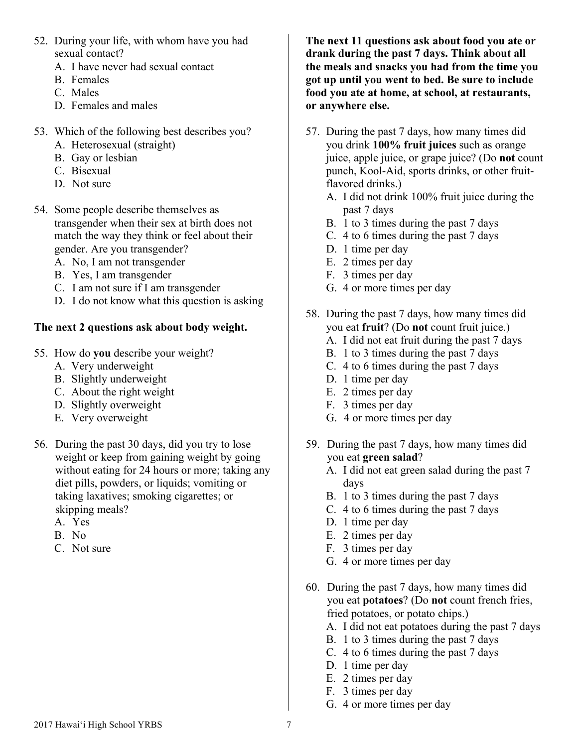52. During your life, with whom have you had sexual contact?
    A. I have never had sexual contact
    B. Females
    C. Males
    D. Females and males

53. Which of the following best describes you?
    A. Heterosexual (straight)
    B. Gay or lesbian
    C. Bisexual
    D. Not sure

54. Some people describe themselves as transgender when their sex at birth does not match the way they think or feel about their gender. Are you transgender?
    A. No, I am not transgender
    B. Yes, I am transgender
    C. I am not sure if I am transgender
    D. I do not know what this question is asking

**The next 2 questions ask about body weight.**

55. How do **you** describe your weight?
    A. Very underweight
    B. Slightly underweight
    C. About the right weight
    D. Slightly overweight
    E. Very overweight

56. During the past 30 days, did you try to lose weight or keep from gaining weight by going without eating for 24 hours or more; taking any diet pills, powders, or liquids; vomiting or taking laxatives; smoking cigarettes; or skipping meals?
    A. Yes
    B. No
    C. Not sure

**The next 11 questions ask about food you ate or drank during the past 7 days. Think about all the meals and snacks you had from the time you got up until you went to bed. Be sure to include food you ate at home, at school, at restaurants, or anywhere else.**

57. During the past 7 days, how many times did you drink **100% fruit juices** such as orange juice, apple juice, or grape juice? (Do **not** count punch, Kool-Aid, sports drinks, or other fruit-flavored drinks.)
    A. I did not drink 100% fruit juice during the past 7 days
    B. 1 to 3 times during the past 7 days
    C. 4 to 6 times during the past 7 days
    D. 1 time per day
    E. 2 times per day
    F. 3 times per day
    G. 4 or more times per day

58. During the past 7 days, how many times did you eat **fruit**? (Do **not** count fruit juice.)
    A. I did not eat fruit during the past 7 days
    B. 1 to 3 times during the past 7 days
    C. 4 to 6 times during the past 7 days
    D. 1 time per day
    E. 2 times per day
    F. 3 times per day
    G. 4 or more times per day

59. During the past 7 days, how many times did you eat **green salad**?
    A. I did not eat green salad during the past 7 days
    B. 1 to 3 times during the past 7 days
    C. 4 to 6 times during the past 7 days
    D. 1 time per day
    E. 2 times per day
    F. 3 times per day
    G. 4 or more times per day

60. During the past 7 days, how many times did you eat **potatoes**? (Do **not** count french fries, fried potatoes, or potato chips.)
    A. I did not eat potatoes during the past 7 days
    B. 1 to 3 times during the past 7 days
    C. 4 to 6 times during the past 7 days
    D. 1 time per day
    E. 2 times per day
    F. 3 times per day
    G. 4 or more times per day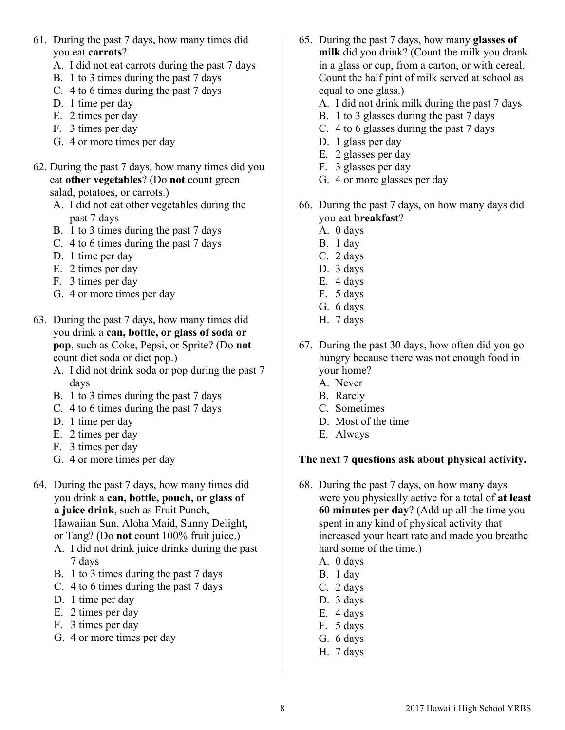61. During the past 7 days, how many times did you eat **carrots**?
    A. I did not eat carrots during the past 7 days
    B. 1 to 3 times during the past 7 days
    C. 4 to 6 times during the past 7 days
    D. 1 time per day
    E. 2 times per day
    F. 3 times per day
    G. 4 or more times per day

62. During the past 7 days, how many times did you eat **other vegetables**? (Do **not** count green salad, potatoes, or carrots.)
    A. I did not eat other vegetables during the past 7 days
    B. 1 to 3 times during the past 7 days
    C. 4 to 6 times during the past 7 days
    D. 1 time per day
    E. 2 times per day
    F. 3 times per day
    G. 4 or more times per day

63. During the past 7 days, how many times did you drink a **can, bottle, or glass of soda or pop**, such as Coke, Pepsi, or Sprite? (Do **not** count diet soda or diet pop.)
    A. I did not drink soda or pop during the past 7 days
    B. 1 to 3 times during the past 7 days
    C. 4 to 6 times during the past 7 days
    D. 1 time per day
    E. 2 times per day
    F. 3 times per day
    G. 4 or more times per day

64. During the past 7 days, how many times did you drink a **can, bottle, pouch, or glass of a juice drink**, such as Fruit Punch, Hawaiian Sun, Aloha Maid, Sunny Delight, or Tang? (Do **not** count 100% fruit juice.)
    A. I did not drink juice drinks during the past 7 days
    B. 1 to 3 times during the past 7 days
    C. 4 to 6 times during the past 7 days
    D. 1 time per day
    E. 2 times per day
    F. 3 times per day
    G. 4 or more times per day

65. During the past 7 days, how many **glasses of milk** did you drink? (Count the milk you drank in a glass or cup, from a carton, or with cereal. Count the half pint of milk served at school as equal to one glass.)
    A. I did not drink milk during the past 7 days
    B. 1 to 3 glasses during the past 7 days
    C. 4 to 6 glasses during the past 7 days
    D. 1 glass per day
    E. 2 glasses per day
    F. 3 glasses per day
    G. 4 or more glasses per day

66. During the past 7 days, on how many days did you eat **breakfast**?
    A. 0 days
    B. 1 day
    C. 2 days
    D. 3 days
    E. 4 days
    F. 5 days
    G. 6 days
    H. 7 days

67. During the past 30 days, how often did you go hungry because there was not enough food in your home?
    A. Never
    B. Rarely
    C. Sometimes
    D. Most of the time
    E. Always

**The next 7 questions ask about physical activity.**

68. During the past 7 days, on how many days were you physically active for a total of **at least 60 minutes per day**? (Add up all the time you spent in any kind of physical activity that increased your heart rate and made you breathe hard some of the time.)
    A. 0 days
    B. 1 day
    C. 2 days
    D. 3 days
    E. 4 days
    F. 5 days
    G. 6 days
    H. 7 days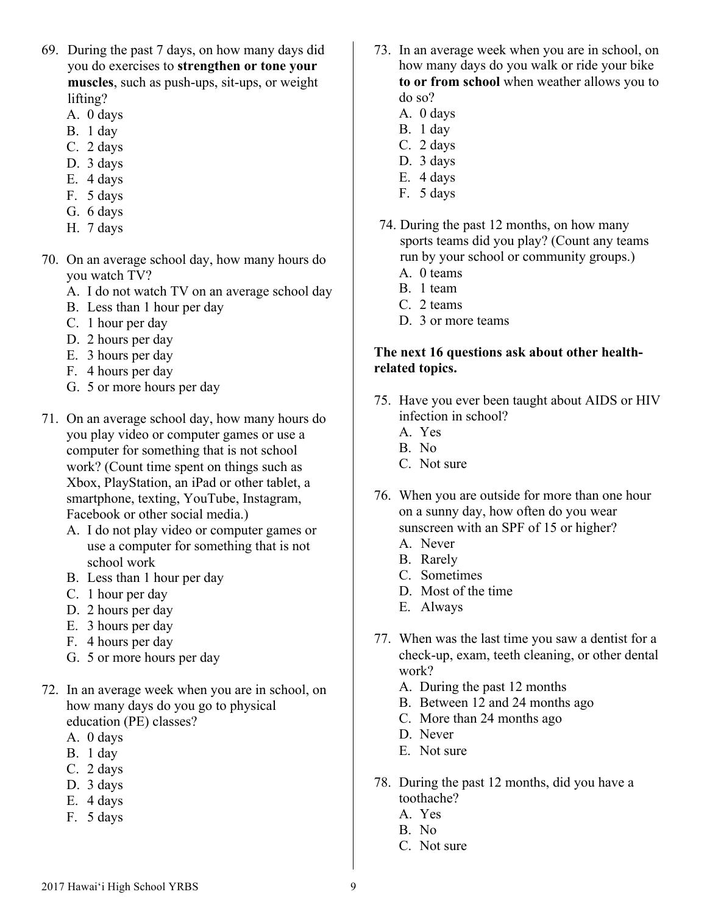69. During the past 7 days, on how many days did you do exercises to **strengthen or tone your muscles**, such as push-ups, sit-ups, or weight lifting?
    A. 0 days
    B. 1 day
    C. 2 days
    D. 3 days
    E. 4 days
    F. 5 days
    G. 6 days
    H. 7 days

70. On an average school day, how many hours do you watch TV?
    A. I do not watch TV on an average school day
    B. Less than 1 hour per day
    C. 1 hour per day
    D. 2 hours per day
    E. 3 hours per day
    F. 4 hours per day
    G. 5 or more hours per day

71. On an average school day, how many hours do you play video or computer games or use a computer for something that is not school work? (Count time spent on things such as Xbox, PlayStation, an iPad or other tablet, a smartphone, texting, YouTube, Instagram, Facebook or other social media.)
    A. I do not play video or computer games or use a computer for something that is not school work
    B. Less than 1 hour per day
    C. 1 hour per day
    D. 2 hours per day
    E. 3 hours per day
    F. 4 hours per day
    G. 5 or more hours per day

72. In an average week when you are in school, on how many days do you go to physical education (PE) classes?
    A. 0 days
    B. 1 day
    C. 2 days
    D. 3 days
    E. 4 days
    F. 5 days

73. In an average week when you are in school, on how many days do you walk or ride your bike **to or from school** when weather allows you to do so?
    A. 0 days
    B. 1 day
    C. 2 days
    D. 3 days
    E. 4 days
    F. 5 days

74. During the past 12 months, on how many sports teams did you play? (Count any teams run by your school or community groups.)
    A. 0 teams
    B. 1 team
    C. 2 teams
    D. 3 or more teams

**The next 16 questions ask about other health-related topics.**

75. Have you ever been taught about AIDS or HIV infection in school?
    A. Yes
    B. No
    C. Not sure

76. When you are outside for more than one hour on a sunny day, how often do you wear sunscreen with an SPF of 15 or higher?
    A. Never
    B. Rarely
    C. Sometimes
    D. Most of the time
    E. Always

77. When was the last time you saw a dentist for a check-up, exam, teeth cleaning, or other dental work?
    A. During the past 12 months
    B. Between 12 and 24 months ago
    C. More than 24 months ago
    D. Never
    E. Not sure

78. During the past 12 months, did you have a toothache?
    A. Yes
    B. No
    C. Not sure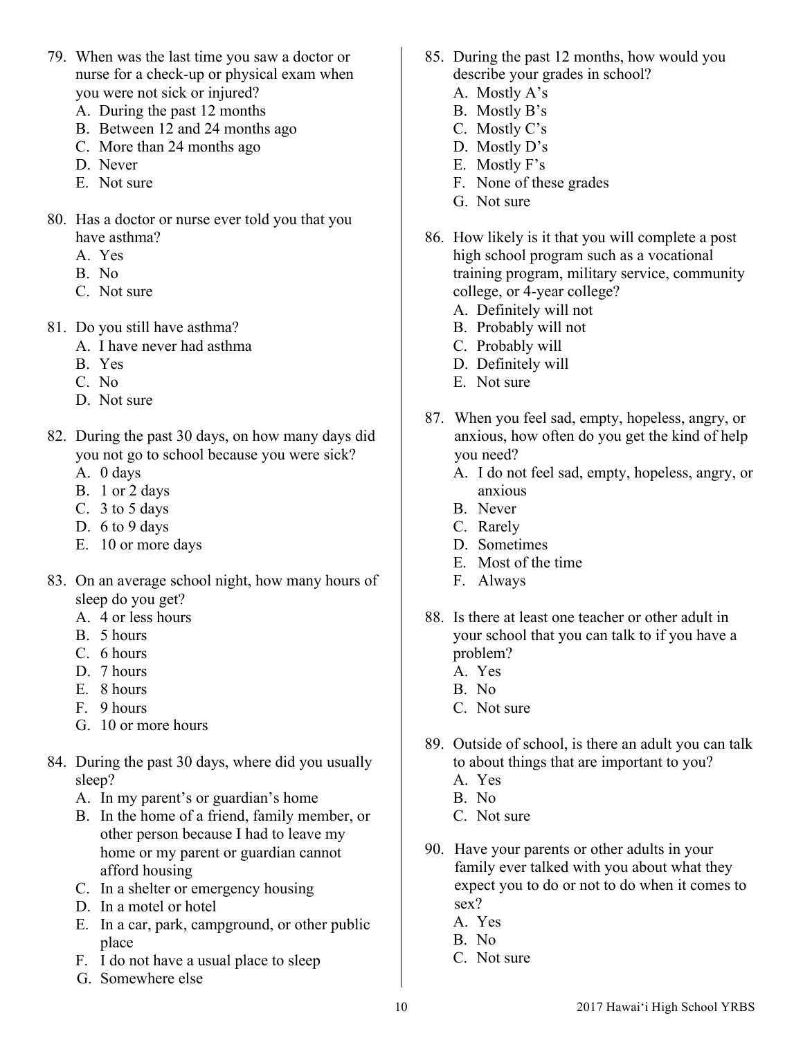79. When was the last time you saw a doctor or nurse for a check-up or physical exam when you were not sick or injured?
    A. During the past 12 months
    B. Between 12 and 24 months ago
    C. More than 24 months ago
    D. Never
    E. Not sure

80. Has a doctor or nurse ever told you that you have asthma?
    A. Yes
    B. No
    C. Not sure

81. Do you still have asthma?
    A. I have never had asthma
    B. Yes
    C. No
    D. Not sure

82. During the past 30 days, on how many days did you not go to school because you were sick?
    A. 0 days
    B. 1 or 2 days
    C. 3 to 5 days
    D. 6 to 9 days
    E. 10 or more days

83. On an average school night, how many hours of sleep do you get?
    A. 4 or less hours
    B. 5 hours
    C. 6 hours
    D. 7 hours
    E. 8 hours
    F. 9 hours
    G. 10 or more hours

84. During the past 30 days, where did you usually sleep?
    A. In my parent's or guardian's home
    B. In the home of a friend, family member, or other person because I had to leave my home or my parent or guardian cannot afford housing
    C. In a shelter or emergency housing
    D. In a motel or hotel
    E. In a car, park, campground, or other public place
    F. I do not have a usual place to sleep
    G. Somewhere else

85. During the past 12 months, how would you describe your grades in school?
    A. Mostly A's
    B. Mostly B's
    C. Mostly C's
    D. Mostly D's
    E. Mostly F's
    F. None of these grades
    G. Not sure

86. How likely is it that you will complete a post high school program such as a vocational training program, military service, community college, or 4-year college?
    A. Definitely will not
    B. Probably will not
    C. Probably will
    D. Definitely will
    E. Not sure

87. When you feel sad, empty, hopeless, angry, or anxious, how often do you get the kind of help you need?
    A. I do not feel sad, empty, hopeless, angry, or anxious
    B. Never
    C. Rarely
    D. Sometimes
    E. Most of the time
    F. Always

88. Is there at least one teacher or other adult in your school that you can talk to if you have a problem?
    A. Yes
    B. No
    C. Not sure

89. Outside of school, is there an adult you can talk to about things that are important to you?
    A. Yes
    B. No
    C. Not sure

90. Have your parents or other adults in your family ever talked with you about what they expect you to do or not to do when it comes to sex?
    A. Yes
    B. No
    C. Not sure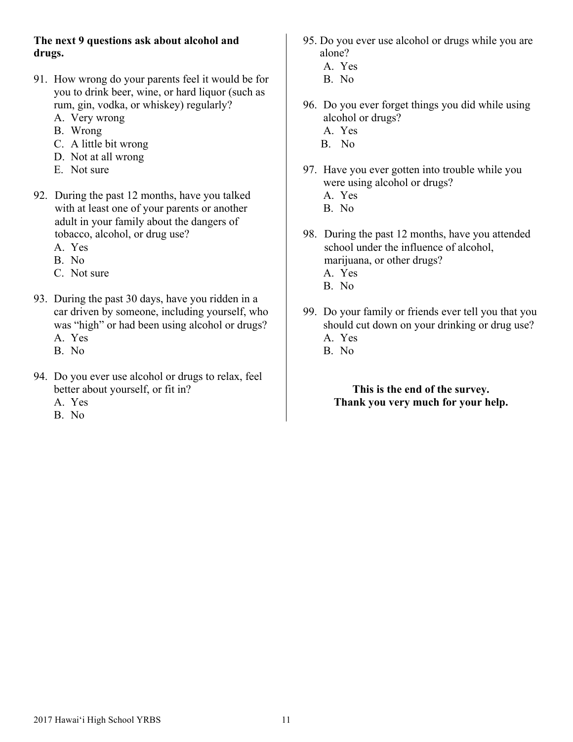**The next 9 questions ask about alcohol and drugs.**

91. How wrong do your parents feel it would be for you to drink beer, wine, or hard liquor (such as rum, gin, vodka, or whiskey) regularly?
    A. Very wrong
    B. Wrong
    C. A little bit wrong
    D. Not at all wrong
    E. Not sure

92. During the past 12 months, have you talked with at least one of your parents or another adult in your family about the dangers of tobacco, alcohol, or drug use?
    A. Yes
    B. No
    C. Not sure

93. During the past 30 days, have you ridden in a car driven by someone, including yourself, who was "high" or had been using alcohol or drugs?
    A. Yes
    B. No

94. Do you ever use alcohol or drugs to relax, feel better about yourself, or fit in?
    A. Yes
    B. No

95. Do you ever use alcohol or drugs while you are alone?
    A. Yes
    B. No

96. Do you ever forget things you did while using alcohol or drugs?
    A. Yes
    B. No

97. Have you ever gotten into trouble while you were using alcohol or drugs?
    A. Yes
    B. No

98. During the past 12 months, have you attended school under the influence of alcohol, marijuana, or other drugs?
    A. Yes
    B. No

99. Do your family or friends ever tell you that you should cut down on your drinking or drug use?
    A. Yes
    B. No

**This is the end of the survey.**
**Thank you very much for your help.**